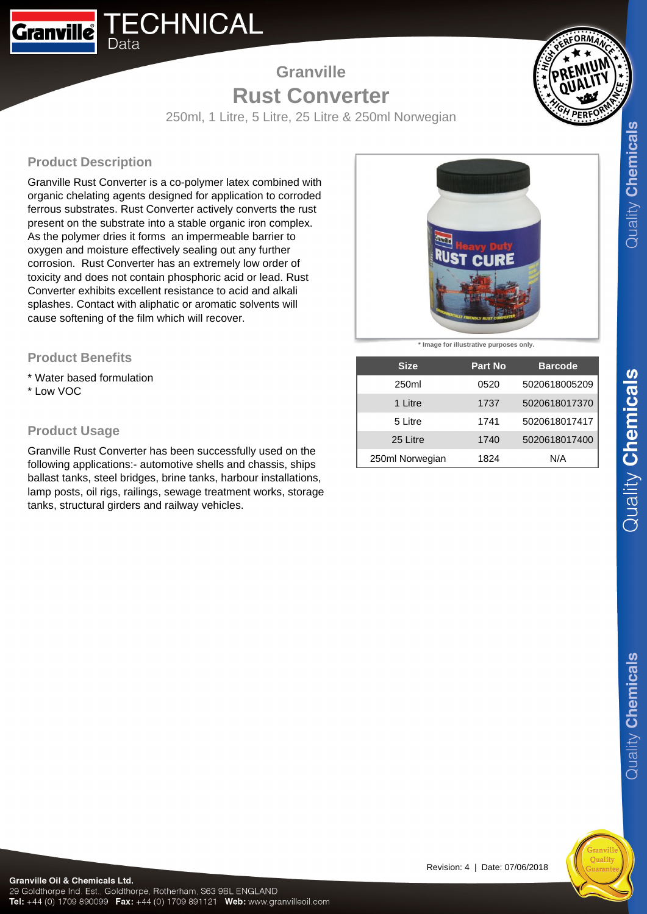# Granville Rust Converter

250ml, 1 Litre, 5 Litre, 25 Litre & 250ml Norwegian

## Product Description

Granville Rust Converter is a co-polymer latex combined with organic chelating agents designed for application to corroded ferrous substrates. Rust Converter actively converts the rust present on the substrate into a stable organic iron complex. As the polymer dries it forms an impermeable barrier to oxygen and moisture effectively sealing out any further corrosion. Rust Converter has an extremely low order of toxicity and does not contain phosphoric acid or lead. Rust Converter exhibits excellent resistance to acid and alkali splashes. Contact with aliphatic or aromatic solvents will cause softening of the film which will recover.

## Product Benefits

* Water based formulation
* Low VOC

## Product Usage

Granville Rust Converter has been successfully used on the following applications:- automotive shells and chassis, ships ballast tanks, steel bridges, brine tanks, harbour installations, lamp posts, oil rigs, railings, sewage treatment works, storage tanks, structural girders and railway vehicles.

* Image for illustrative purposes only.

| Size | Part No | Barcode |
|---|---|---|
| 250ml | 0520 | 5020618005209 |
| 1 Litre | 1737 | 5020618017370 |
| 5 Litre | 1741 | 5020618017417 |
| 25 Litre | 1740 | 5020618017400 |
| 250ml Norwegian | 1824 | N/A |

Revision: 4 | Date: 07/06/2018

**Granville Oil & Chemicals Ltd.**
29 Goldthorpe Ind. Est., Goldthorpe, Rotherham, S63 9BL ENGLAND
**Tel:** +44 (0) 1709 890099 **Fax:** +44 (0) 1709 891121 **Web:** www.granvilleoil.com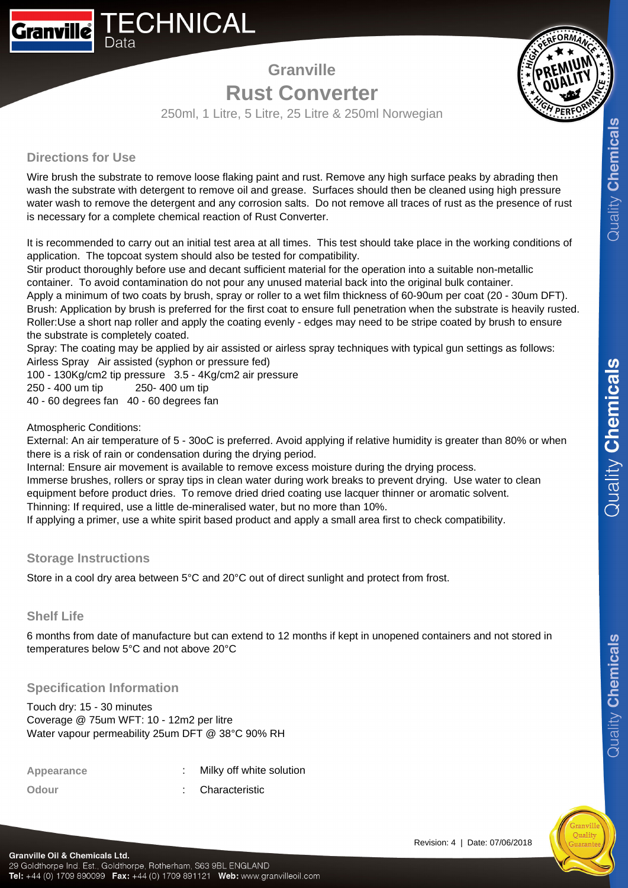# Granville
# Rust Converter

250ml, 1 Litre, 5 Litre, 25 Litre & 250ml Norwegian

## Directions for Use

Wire brush the substrate to remove loose flaking paint and rust. Remove any high surface peaks by abrading then wash the substrate with detergent to remove oil and grease. Surfaces should then be cleaned using high pressure water wash to remove the detergent and any corrosion salts. Do not remove all traces of rust as the presence of rust is necessary for a complete chemical reaction of Rust Converter.

It is recommended to carry out an initial test area at all times. This test should take place in the working conditions of application. The topcoat system should also be tested for compatibility.
Stir product thoroughly before use and decant sufficient material for the operation into a suitable non-metallic container. To avoid contamination do not pour any unused material back into the original bulk container.
Apply a minimum of two coats by brush, spray or roller to a wet film thickness of 60-90um per coat (20 - 30um DFT).
Brush: Application by brush is preferred for the first coat to ensure full penetration when the substrate is heavily rusted.
Roller:Use a short nap roller and apply the coating evenly - edges may need to be stripe coated by brush to ensure the substrate is completely coated.
Spray: The coating may be applied by air assisted or airless spray techniques with typical gun settings as follows:

| Airless Spray | Air assisted (syphon or pressure fed) |
|---|---|
| 100 - 130Kg/cm2 tip pressure | 3.5 - 4Kg/cm2 air pressure |
| 250 - 400 um tip | 250- 400 um tip |
| 40 - 60 degrees fan | 40 - 60 degrees fan |

Atmospheric Conditions:
External: An air temperature of 5 - 30oC is preferred. Avoid applying if relative humidity is greater than 80% or when there is a risk of rain or condensation during the drying period.
Internal: Ensure air movement is available to remove excess moisture during the drying process.
Immerse brushes, rollers or spray tips in clean water during work breaks to prevent drying. Use water to clean equipment before product dries. To remove dried dried coating use lacquer thinner or aromatic solvent.
Thinning: If required, use a little de-mineralised water, but no more than 10%.
If applying a primer, use a white spirit based product and apply a small area first to check compatibility.

## Storage Instructions

Store in a cool dry area between 5°C and 20°C out of direct sunlight and protect from frost.

## Shelf Life

6 months from date of manufacture but can extend to 12 months if kept in unopened containers and not stored in temperatures below 5°C and not above 20°C

## Specification Information

Touch dry: 15 - 30 minutes
Coverage @ 75um WFT: 10 - 12m2 per litre
Water vapour permeability 25um DFT @ 38°C 90% RH

| | | |
|---|---|---|
| **Appearance** | : | Milky off white solution |
| **Odour** | : | Characteristic |

Revision: 4 | Date: 07/06/2018

**Granville Oil & Chemicals Ltd.**
29 Goldthorpe Ind. Est., Goldthorpe, Rotherham, S63 9BL ENGLAND
**Tel:** +44 (0) 1709 890099 **Fax:** +44 (0) 1709 891121 **Web:** www.granvilleoil.com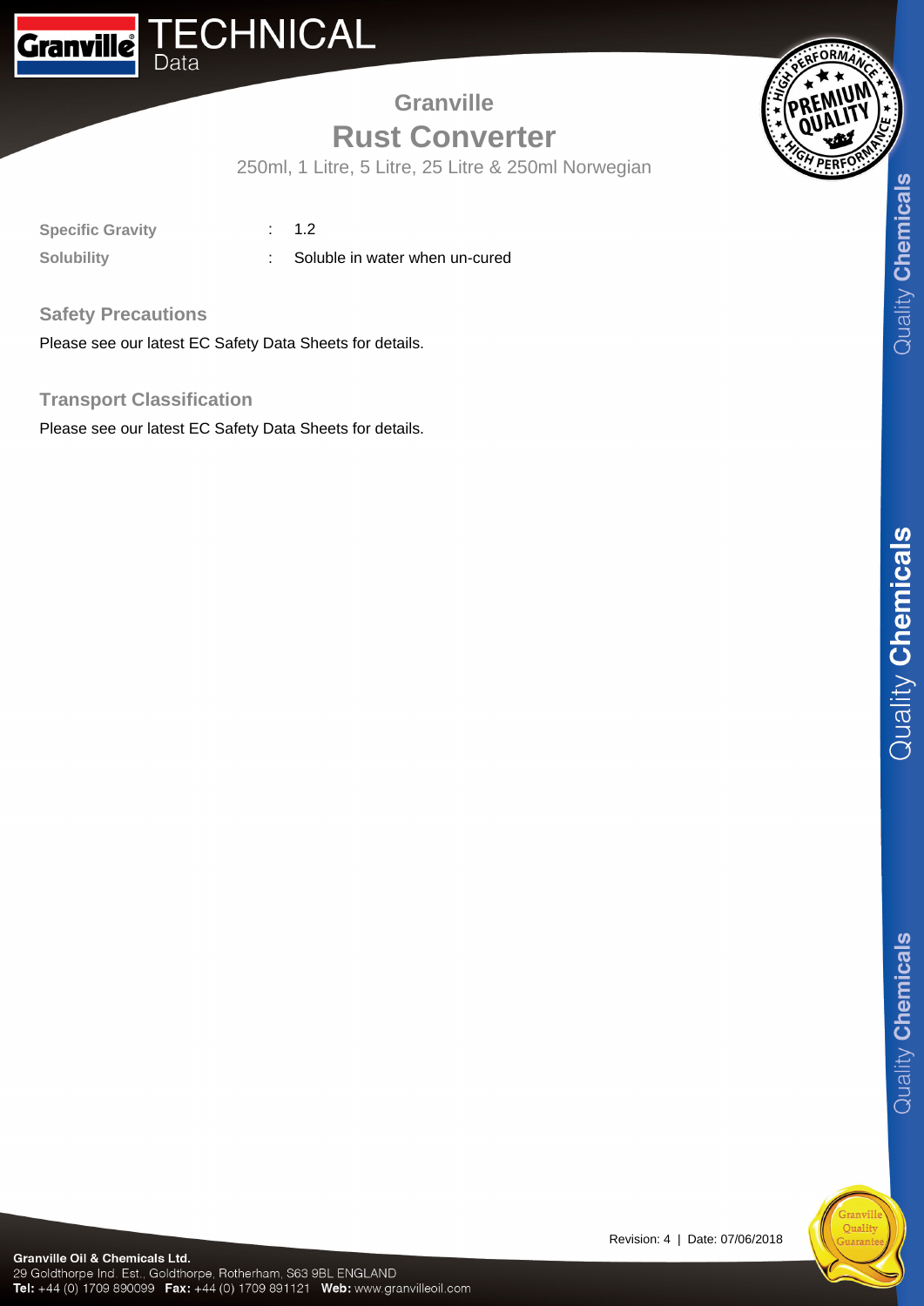# Granville

## Rust Converter

250ml, 1 Litre, 5 Litre, 25 Litre & 250ml Norwegian

| | | |
|---|---|---|
| **Specific Gravity** | : | 1.2 |
| **Solubility** | : | Soluble in water when un-cured |

### Safety Precautions

Please see our latest EC Safety Data Sheets for details.

### Transport Classification

Please see our latest EC Safety Data Sheets for details.

Revision: 4 | Date: 07/06/2018

**Granville Oil & Chemicals Ltd.**
29 Goldthorpe Ind. Est., Goldthorpe, Rotherham, S63 9BL ENGLAND
**Tel:** +44 (0) 1709 890099 **Fax:** +44 (0) 1709 891121 **Web:** www.granvilleoil.com